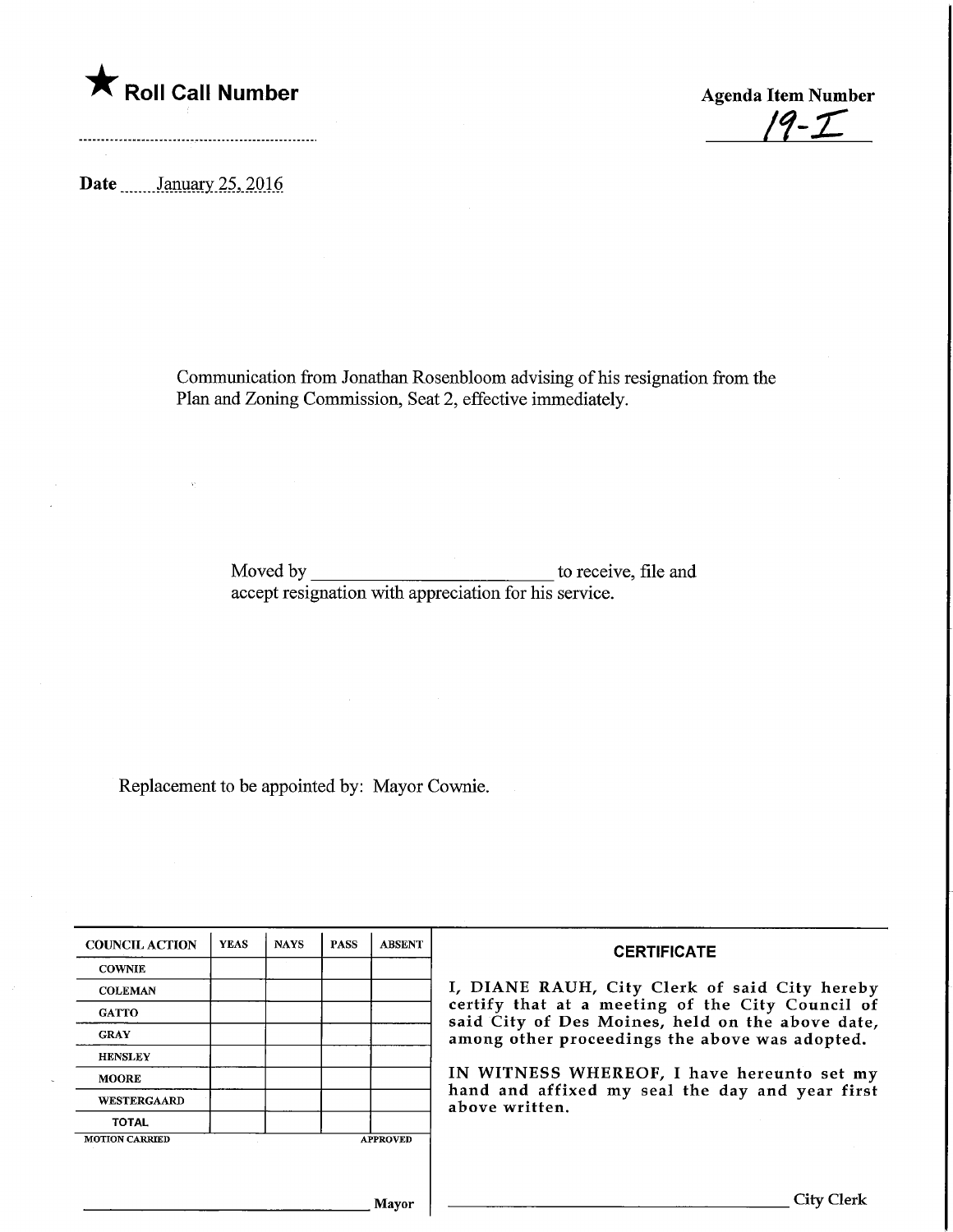★ **Roll Call Number**

**Agenda Item Number**
19-I

**Date** January 25, 2016

Communication from Jonathan Rosenbloom advising of his resignation from the Plan and Zoning Commission, Seat 2, effective immediately.

Moved by ______________________ to receive, file and accept resignation with appreciation for his service.

Replacement to be appointed by: Mayor Cownie.

| COUNCIL ACTION | YEAS | NAYS | PASS | ABSENT |
|---|---|---|---|---|
| COWNIE | | | | |
| COLEMAN | | | | |
| GATTO | | | | |
| GRAY | | | | |
| HENSLEY | | | | |
| MOORE | | | | |
| WESTERGAARD | | | | |
| TOTAL | | | | |

MOTION CARRIED APPROVED

______________________ Mayor

**CERTIFICATE**

I, DIANE RAUH, City Clerk of said City hereby certify that at a meeting of the City Council of said City of Des Moines, held on the above date, among other proceedings the above was adopted.

IN WITNESS WHEREOF, I have hereunto set my hand and affixed my seal the day and year first above written.

______________________ City Clerk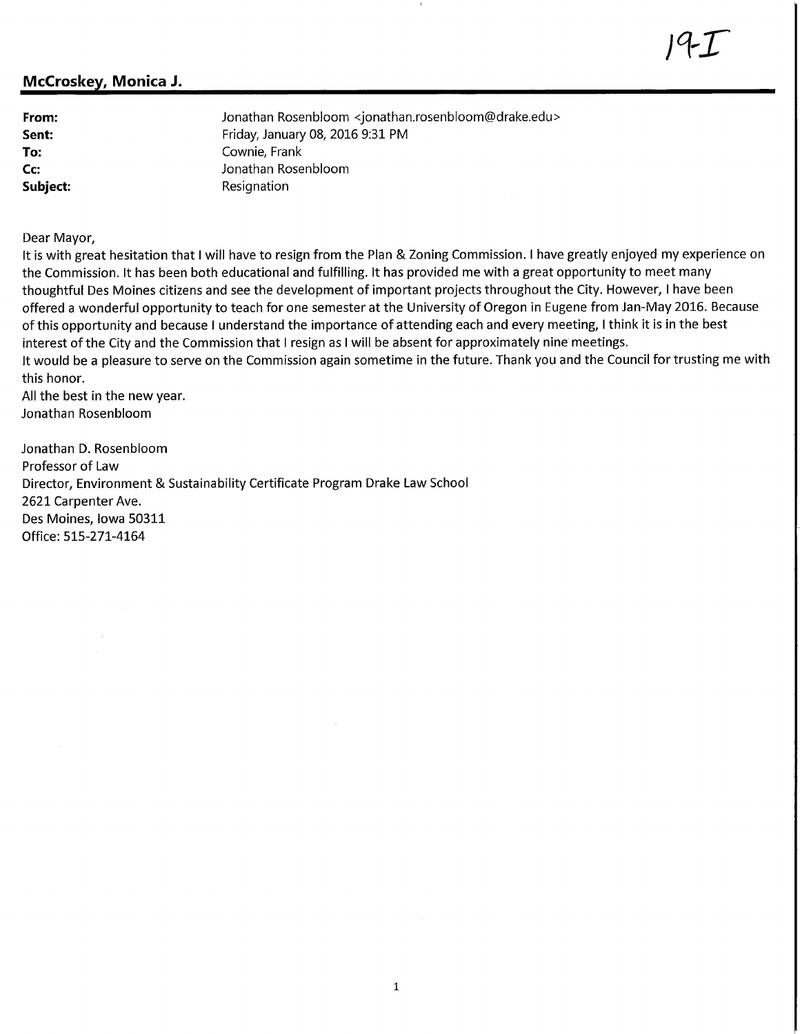19-I

**McCroskey, Monica J.**

| | |
|---|---|
| **From:** | Jonathan Rosenbloom <jonathan.rosenbloom@drake.edu> |
| **Sent:** | Friday, January 08, 2016 9:31 PM |
| **To:** | Cownie, Frank |
| **Cc:** | Jonathan Rosenbloom |
| **Subject:** | Resignation |

Dear Mayor,

It is with great hesitation that I will have to resign from the Plan & Zoning Commission. I have greatly enjoyed my experience on the Commission. It has been both educational and fulfilling. It has provided me with a great opportunity to meet many thoughtful Des Moines citizens and see the development of important projects throughout the City. However, I have been offered a wonderful opportunity to teach for one semester at the University of Oregon in Eugene from Jan-May 2016. Because of this opportunity and because I understand the importance of attending each and every meeting, I think it is in the best interest of the City and the Commission that I resign as I will be absent for approximately nine meetings.

It would be a pleasure to serve on the Commission again sometime in the future. Thank you and the Council for trusting me with this honor.

All the best in the new year.

Jonathan Rosenbloom

Jonathan D. Rosenbloom
Professor of Law
Director, Environment & Sustainability Certificate Program Drake Law School
2621 Carpenter Ave.
Des Moines, Iowa 50311
Office: 515-271-4164